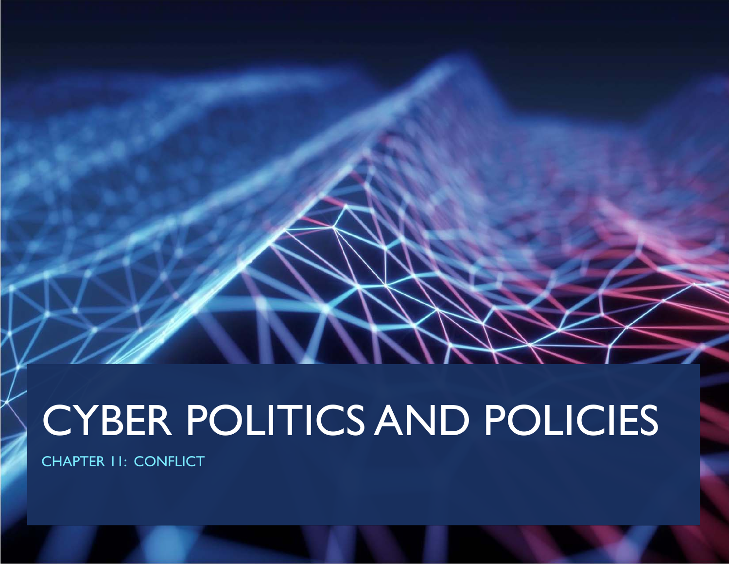# CYBER POLITICS AND POLICIES

CHAPTER 11: CONFLICT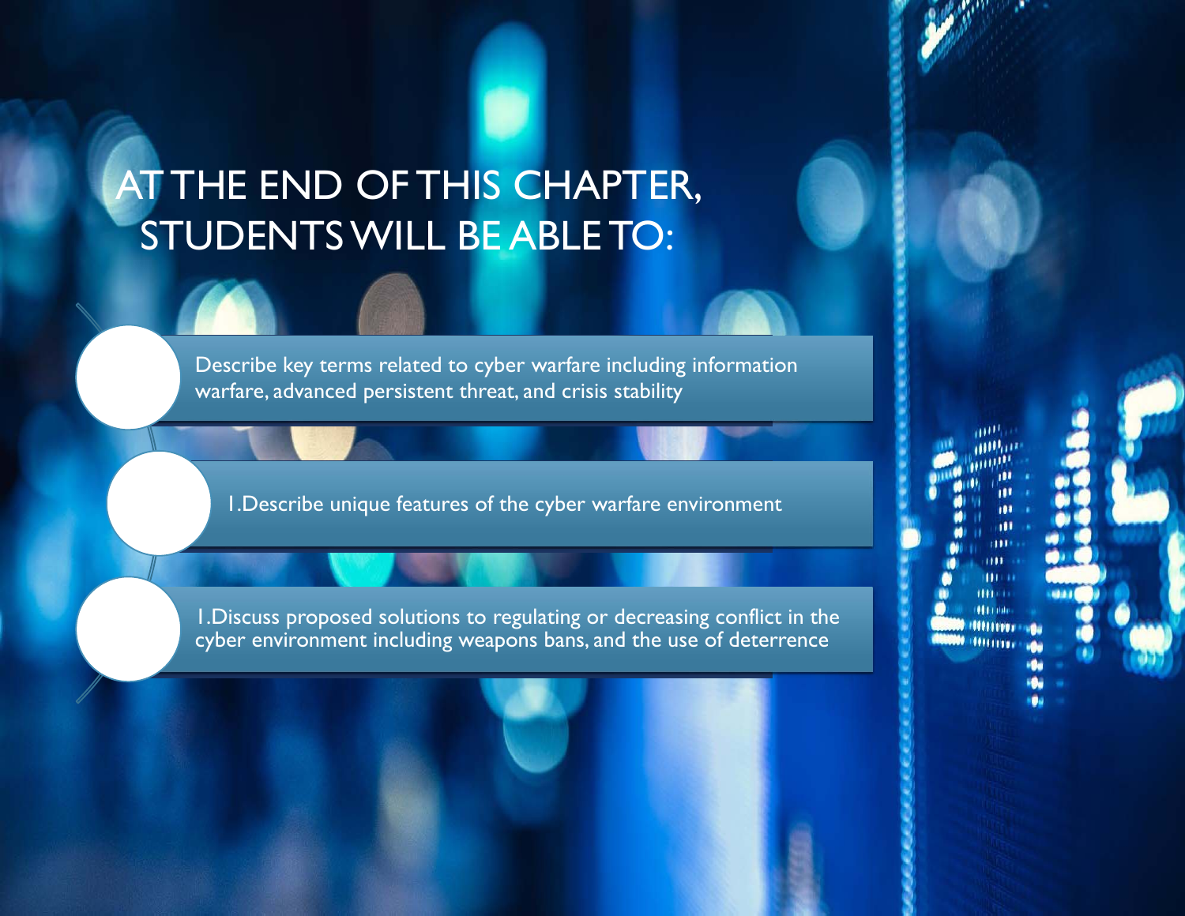# AT THE END OF THIS CHAPTER, STUDENTS WILL BE ABLE TO:

- Describe key terms related to cyber warfare including information warfare, advanced persistent threat, and crisis stability

- 1.Describe unique features of the cyber warfare environment

- 1.Discuss proposed solutions to regulating or decreasing conflict in the cyber environment including weapons bans, and the use of deterrence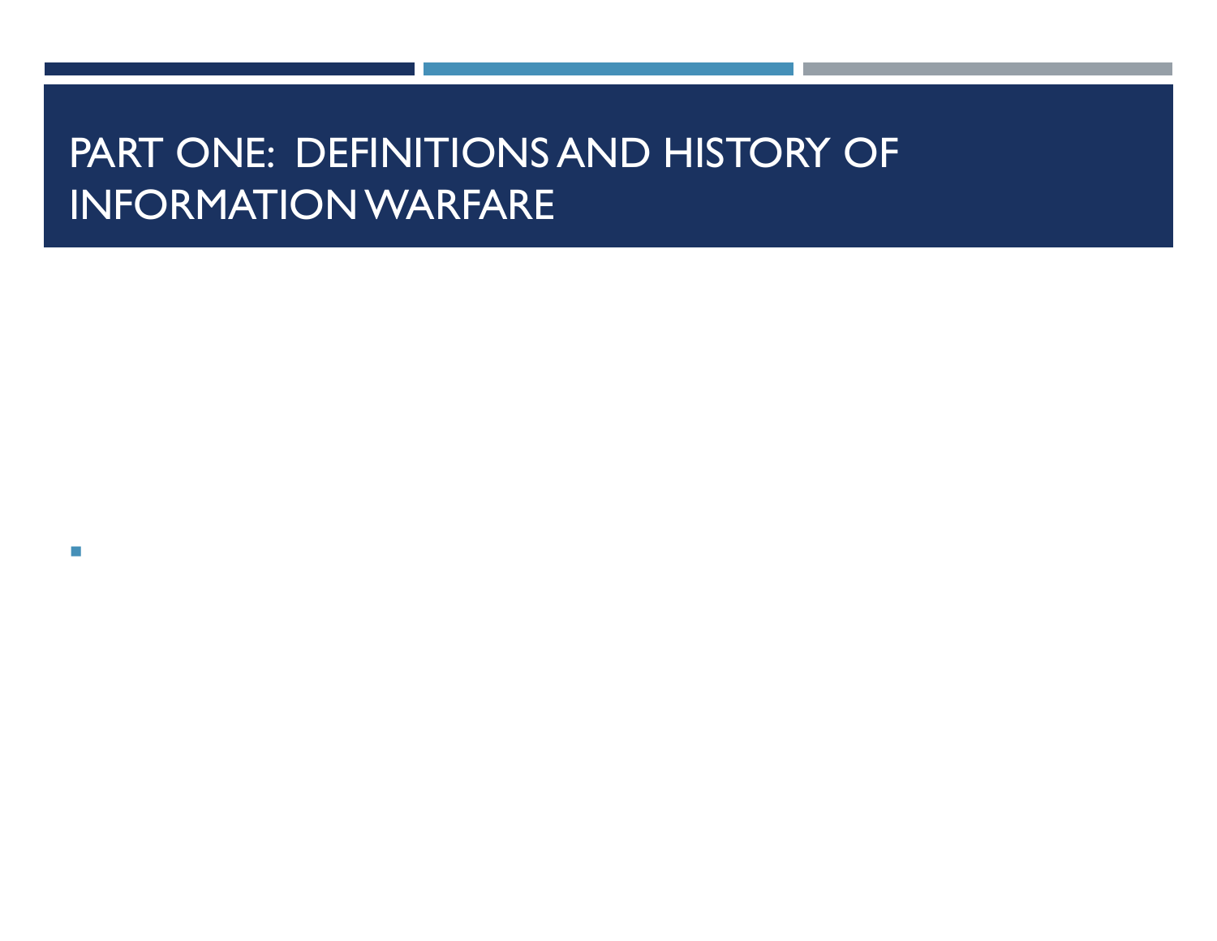# PART ONE: DEFINITIONS AND HISTORY OF INFORMATION WARFARE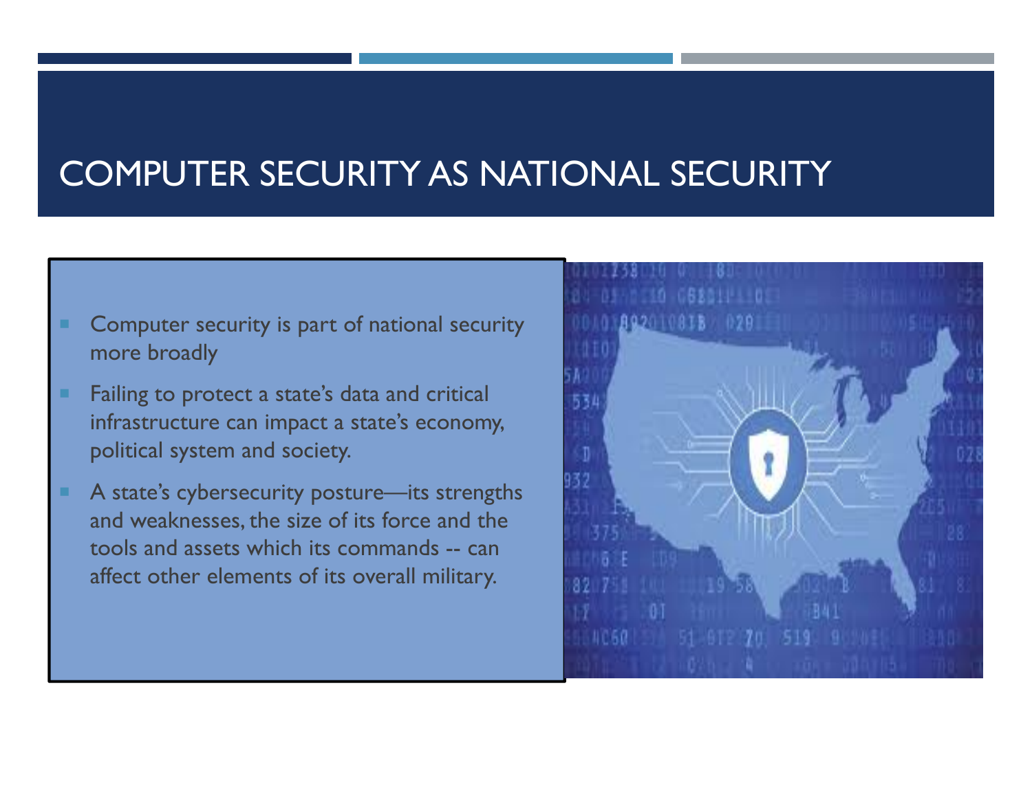# COMPUTER SECURITY AS NATIONAL SECURITY

- Computer security is part of national security more broadly
- Failing to protect a state's data and critical infrastructure can impact a state's economy, political system and society.
- A state's cybersecurity posture—its strengths and weaknesses, the size of its force and the tools and assets which its commands -- can affect other elements of its overall military.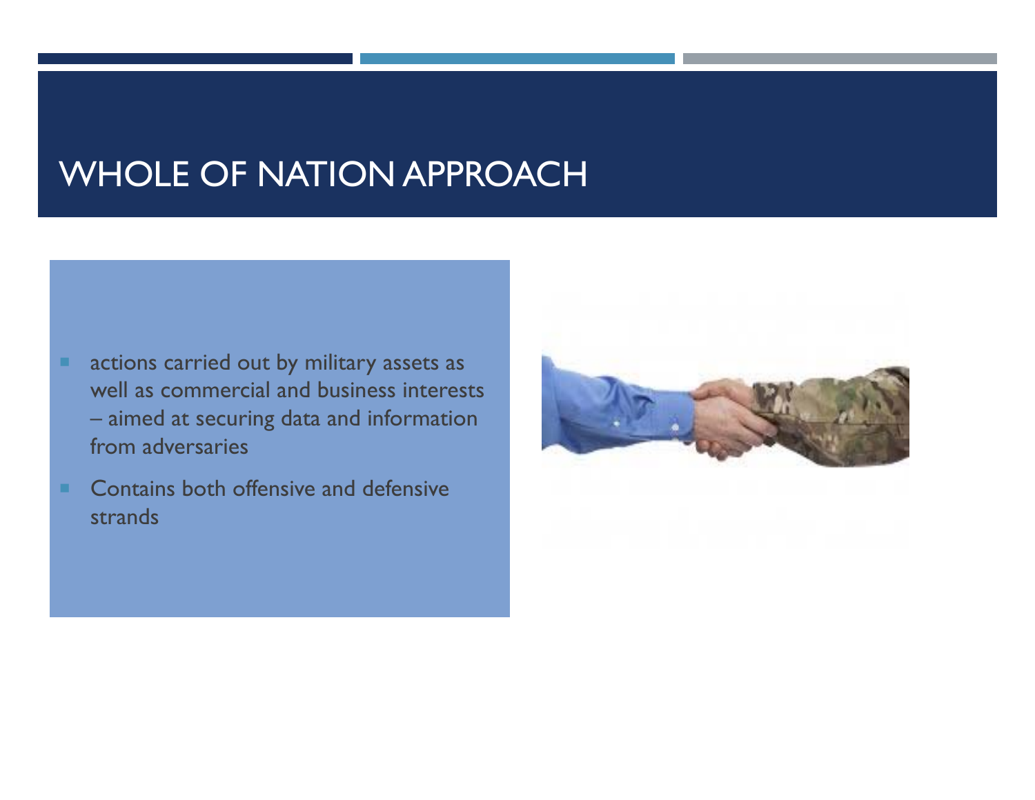# WHOLE OF NATION APPROACH

- actions carried out by military assets as well as commercial and business interests – aimed at securing data and information from adversaries
- Contains both offensive and defensive strands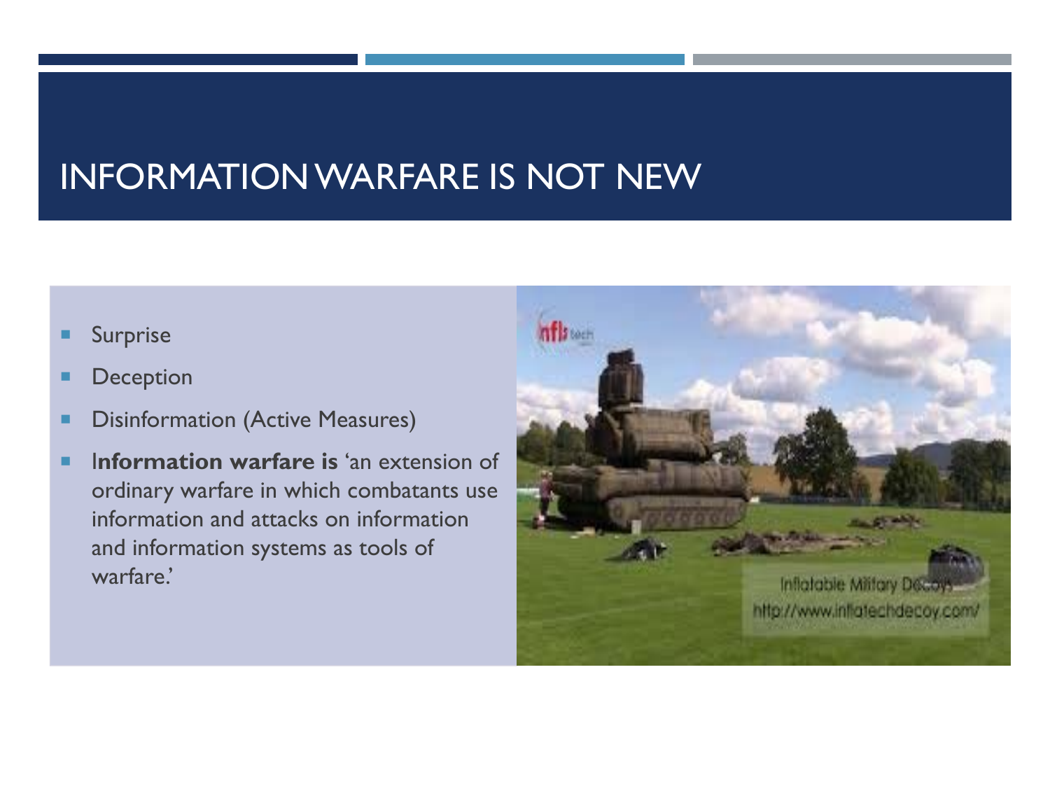# INFORMATION WARFARE IS NOT NEW

- Surprise
- Deception
- Disinformation (Active Measures)
- I**nformation warfare is** 'an extension of ordinary warfare in which combatants use information and attacks on information and information systems as tools of warfare.'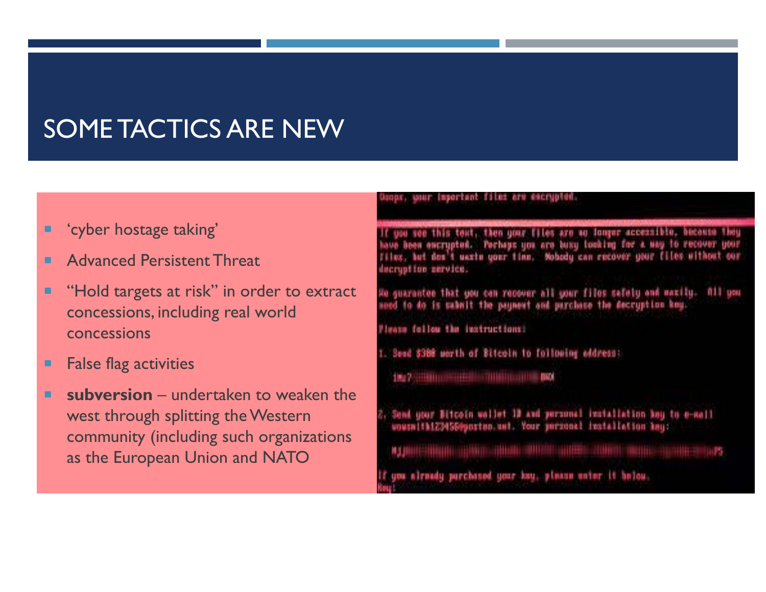# SOME TACTICS ARE NEW

- 'cyber hostage taking'
- Advanced Persistent Threat
- "Hold targets at risk" in order to extract concessions, including real world concessions
- False flag activities
- **subversion** – undertaken to weaken the west through splitting the Western community (including such organizations as the European Union and NATO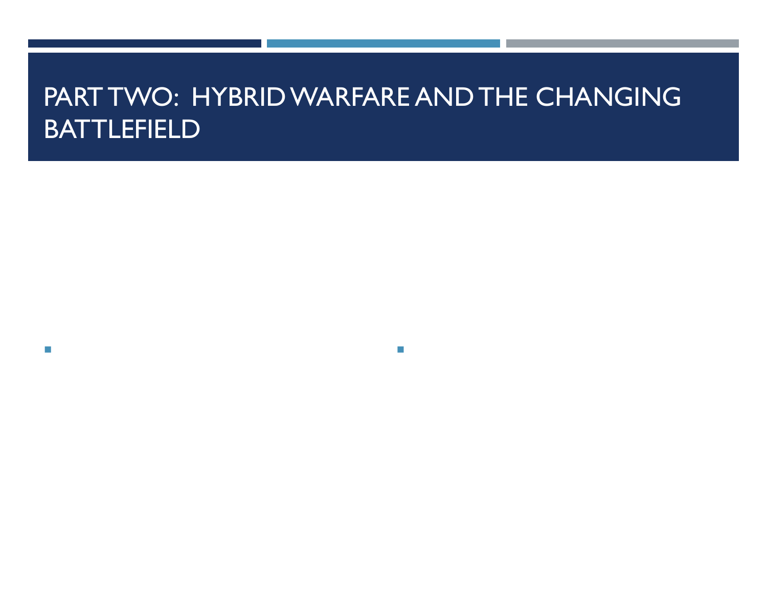# PART TWO: HYBRID WARFARE AND THE CHANGING BATTLEFIELD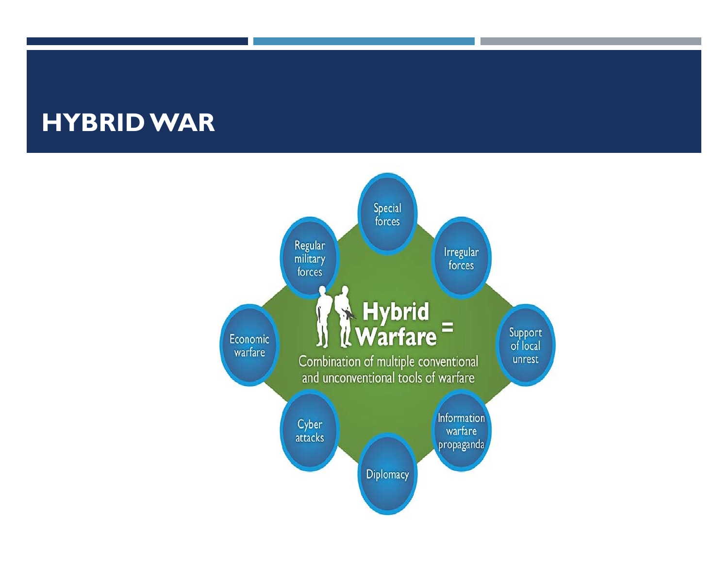# HYBRID WAR

Special forces

Irregular forces

Support of local unrest

Information warfare propaganda

Diplomacy

Cyber attacks

Economic warfare

Regular military forces

Hybrid Warfare =

Combination of multiple conventional and unconventional tools of warfare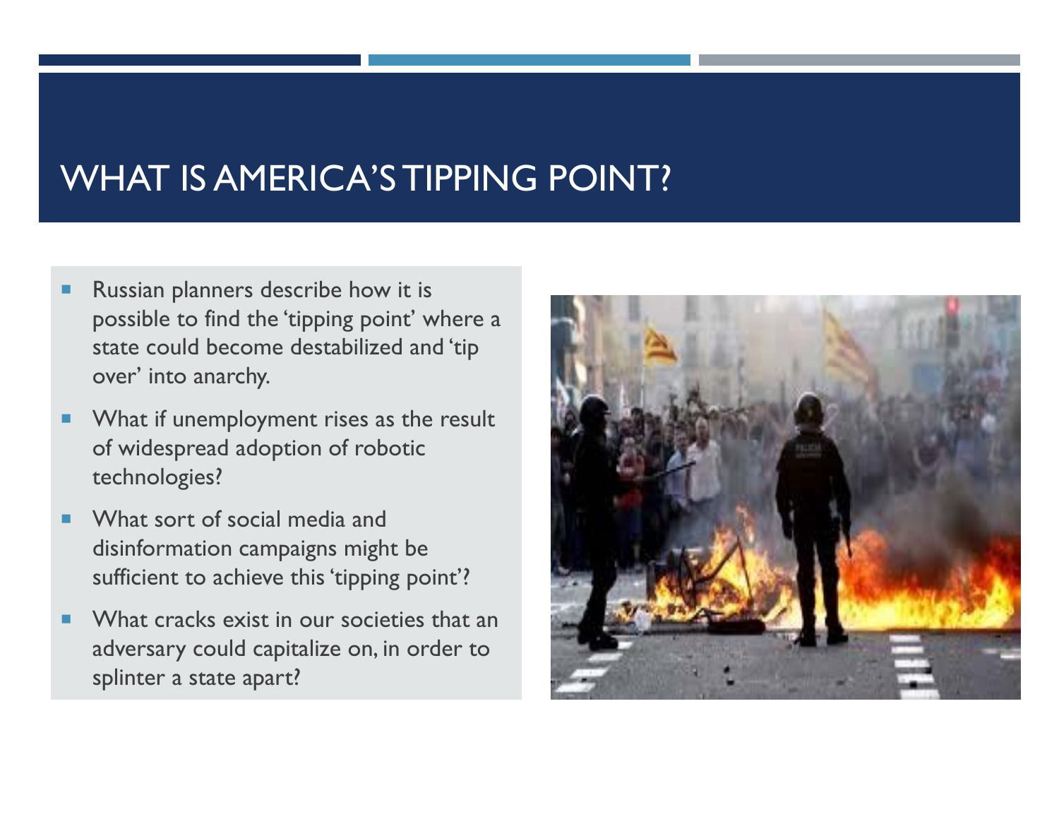# WHAT IS AMERICA'S TIPPING POINT?

- Russian planners describe how it is possible to find the 'tipping point' where a state could become destabilized and 'tip over' into anarchy.
- What if unemployment rises as the result of widespread adoption of robotic technologies?
- What sort of social media and disinformation campaigns might be sufficient to achieve this 'tipping point'?
- What cracks exist in our societies that an adversary could capitalize on, in order to splinter a state apart?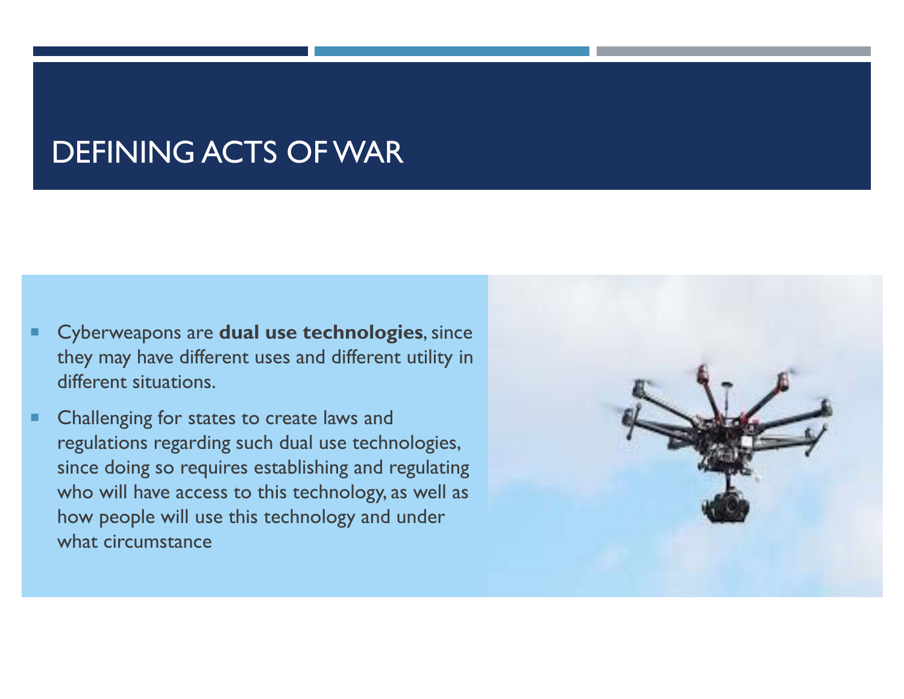# DEFINING ACTS OF WAR

- Cyberweapons are **dual use technologies**, since they may have different uses and different utility in different situations.
- Challenging for states to create laws and regulations regarding such dual use technologies, since doing so requires establishing and regulating who will have access to this technology, as well as how people will use this technology and under what circumstance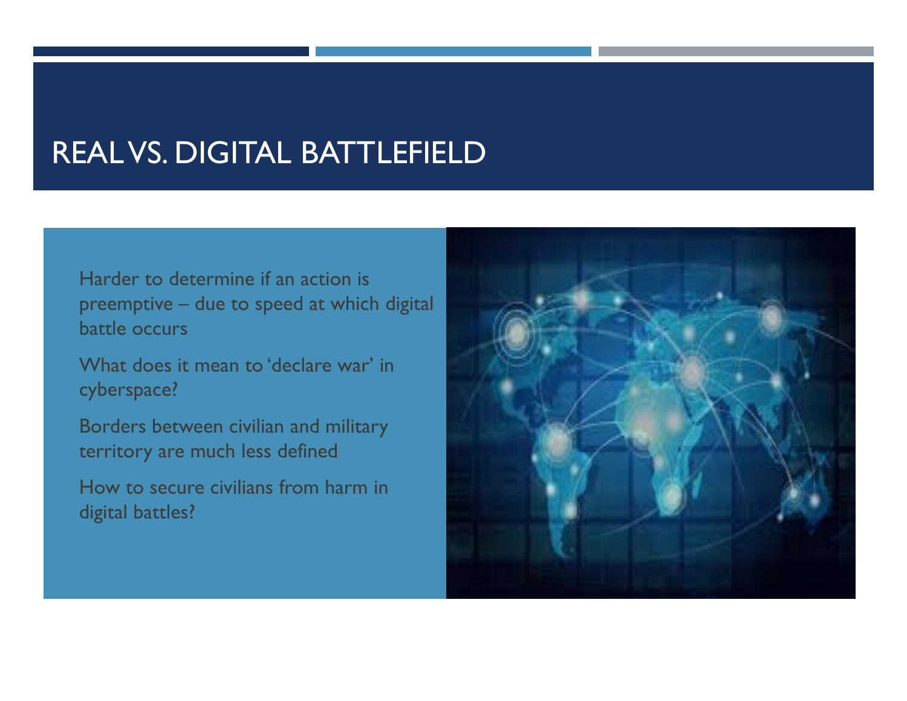# REAL VS. DIGITAL BATTLEFIELD

Harder to determine if an action is preemptive – due to speed at which digital battle occurs

What does it mean to 'declare war' in cyberspace?

Borders between civilian and military territory are much less defined

How to secure civilians from harm in digital battles?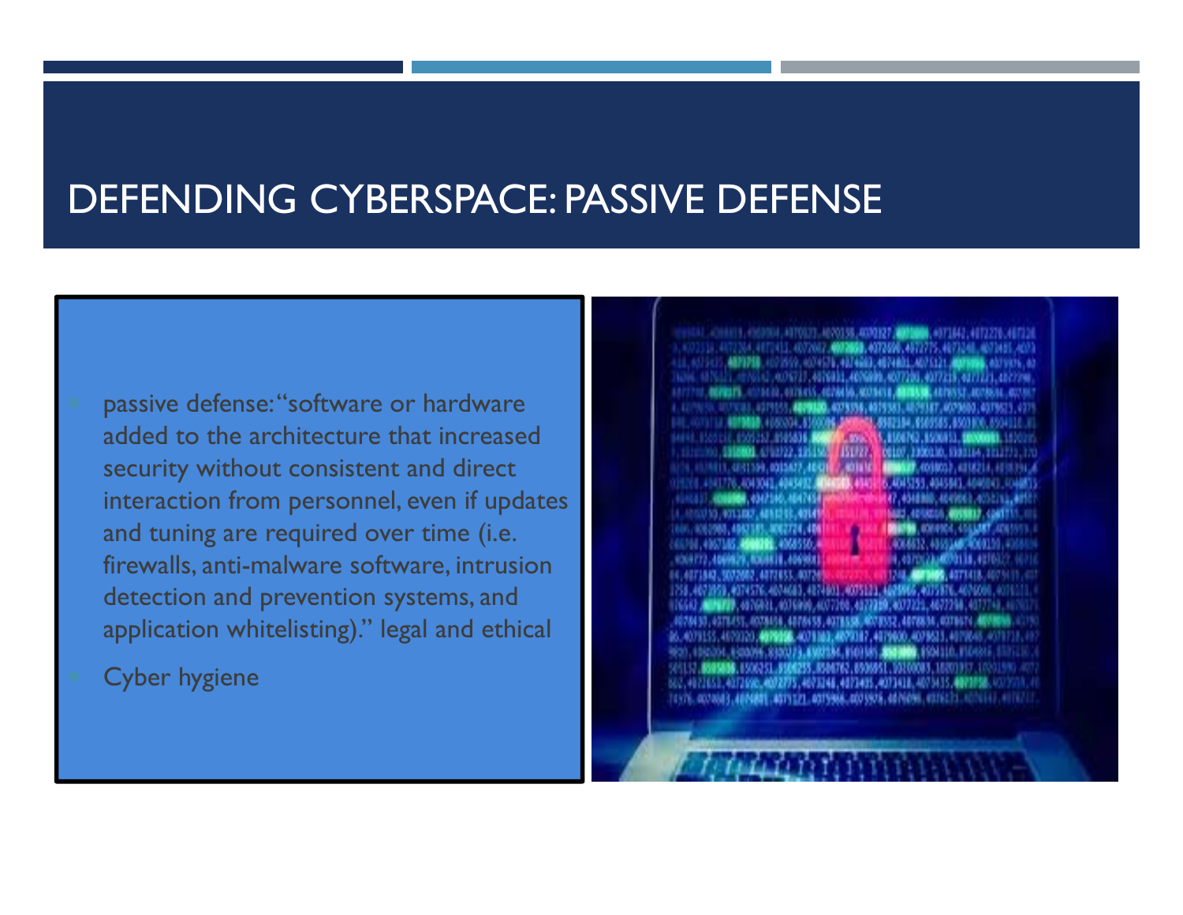# DEFENDING CYBERSPACE: PASSIVE DEFENSE

- passive defense: "software or hardware added to the architecture that increased security without consistent and direct interaction from personnel, even if updates and tuning are required over time (i.e. firewalls, anti-malware software, intrusion detection and prevention systems, and application whitelisting)." legal and ethical
- Cyber hygiene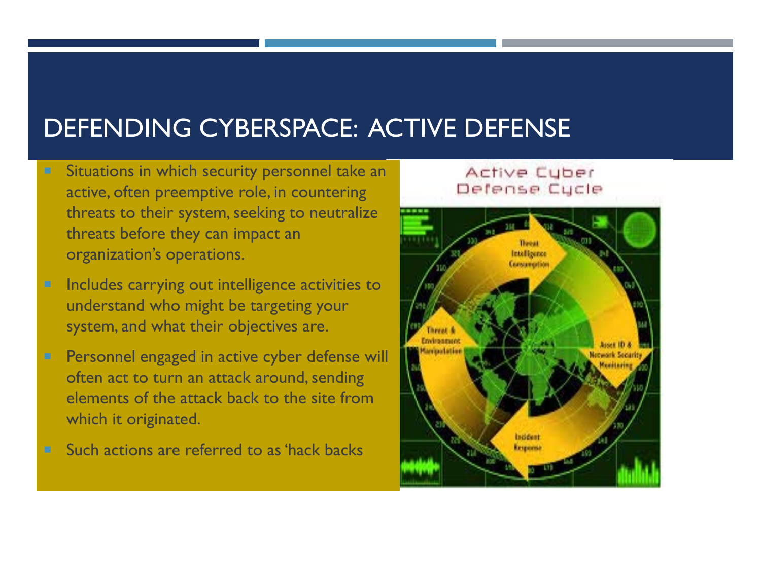# DEFENDING CYBERSPACE: ACTIVE DEFENSE

- Situations in which security personnel take an active, often preemptive role, in countering threats to their system, seeking to neutralize threats before they can impact an organization's operations.
- Includes carrying out intelligence activities to understand who might be targeting your system, and what their objectives are.
- Personnel engaged in active cyber defense will often act to turn an attack around, sending elements of the attack back to the site from which it originated.
- Such actions are referred to as 'hack backs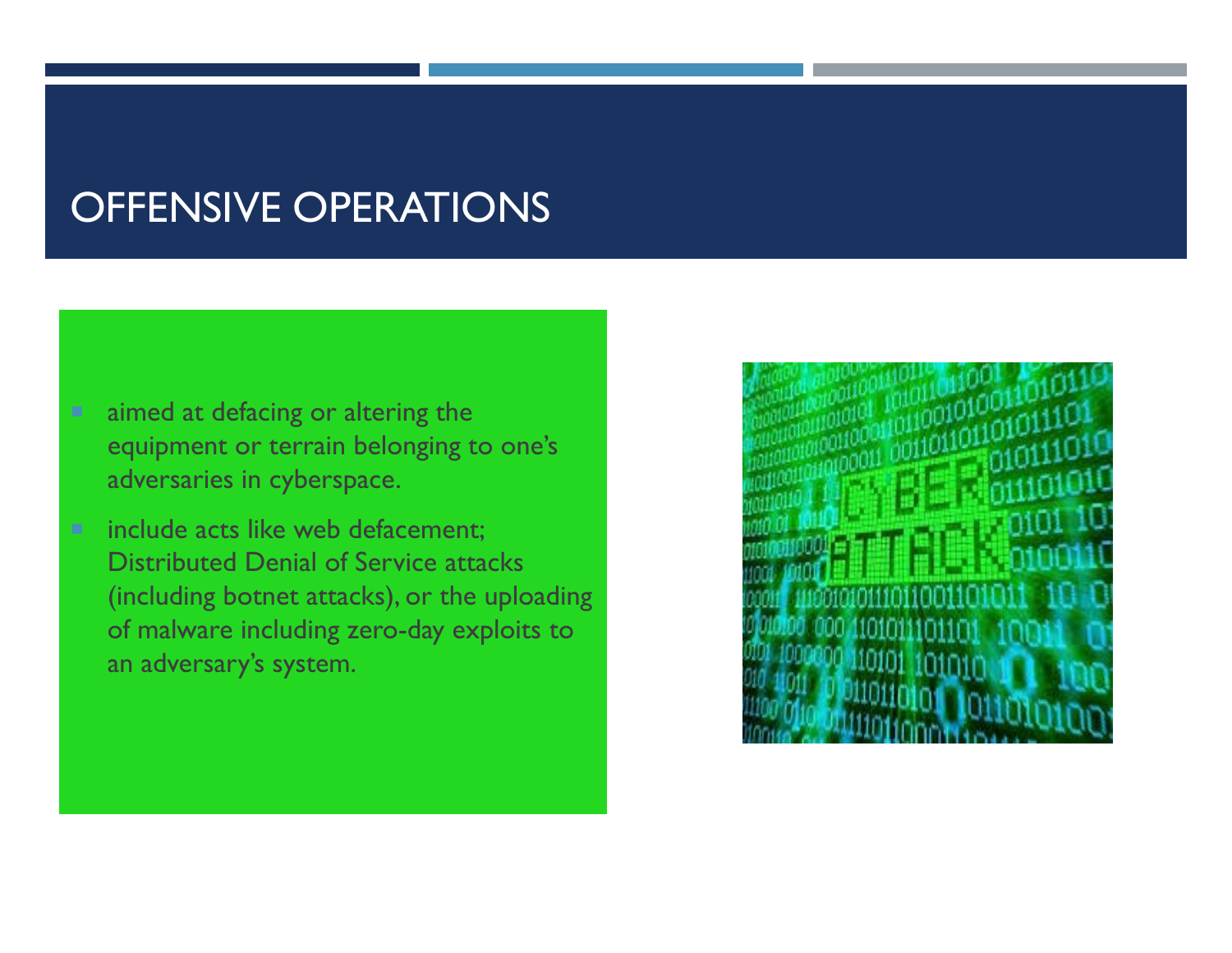# OFFENSIVE OPERATIONS

- aimed at defacing or altering the equipment or terrain belonging to one's adversaries in cyberspace.
- include acts like web defacement; Distributed Denial of Service attacks (including botnet attacks), or the uploading of malware including zero-day exploits to an adversary's system.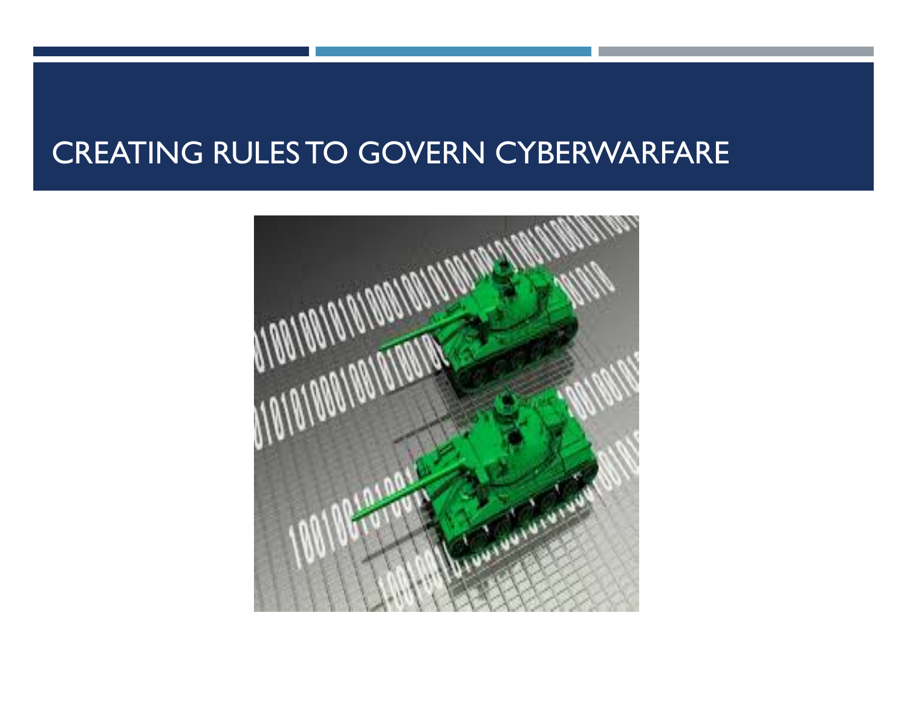# CREATING RULES TO GOVERN CYBERWARFARE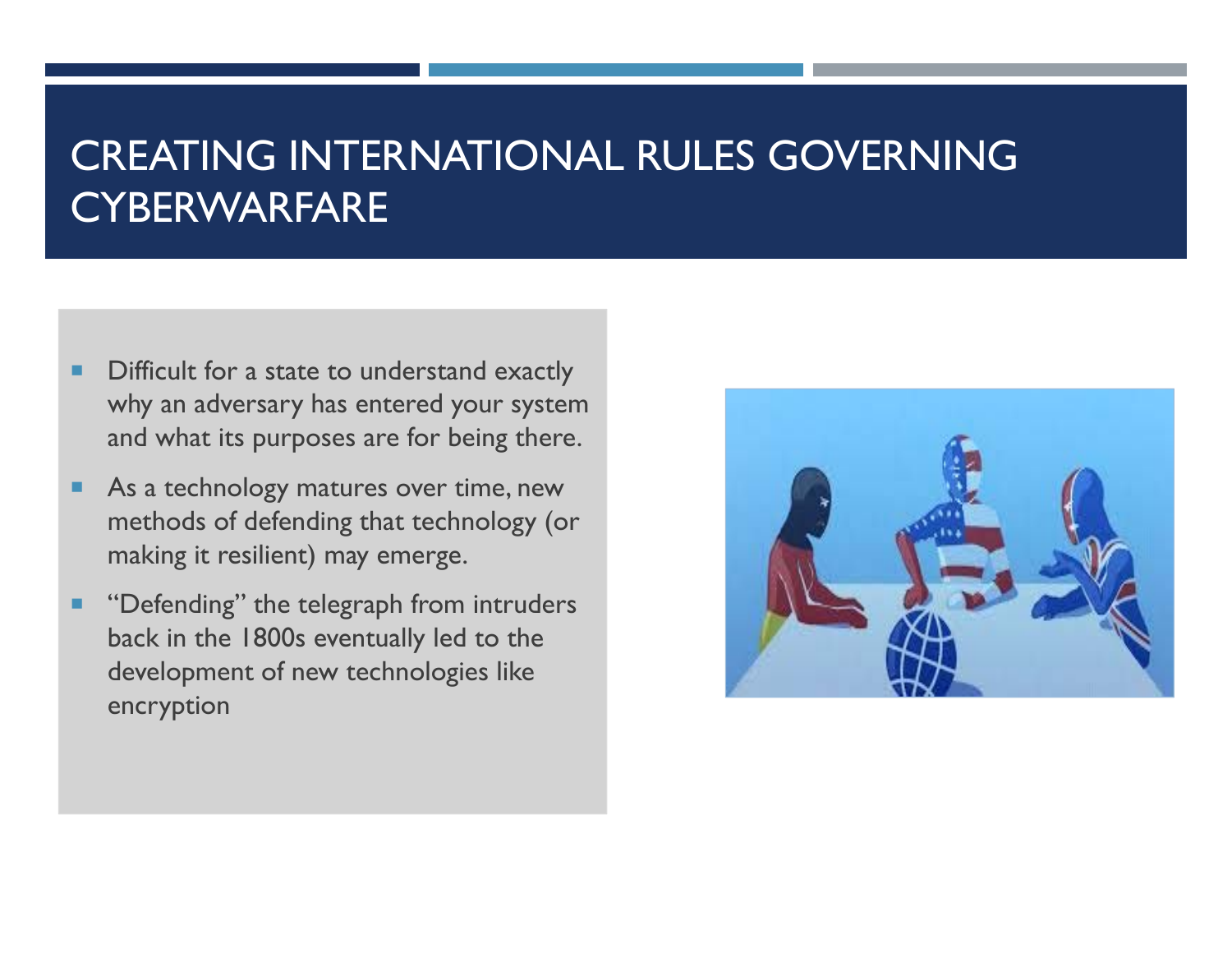# CREATING INTERNATIONAL RULES GOVERNING CYBERWARFARE

- Difficult for a state to understand exactly why an adversary has entered your system and what its purposes are for being there.
- As a technology matures over time, new methods of defending that technology (or making it resilient) may emerge.
- "Defending" the telegraph from intruders back in the 1800s eventually led to the development of new technologies like encryption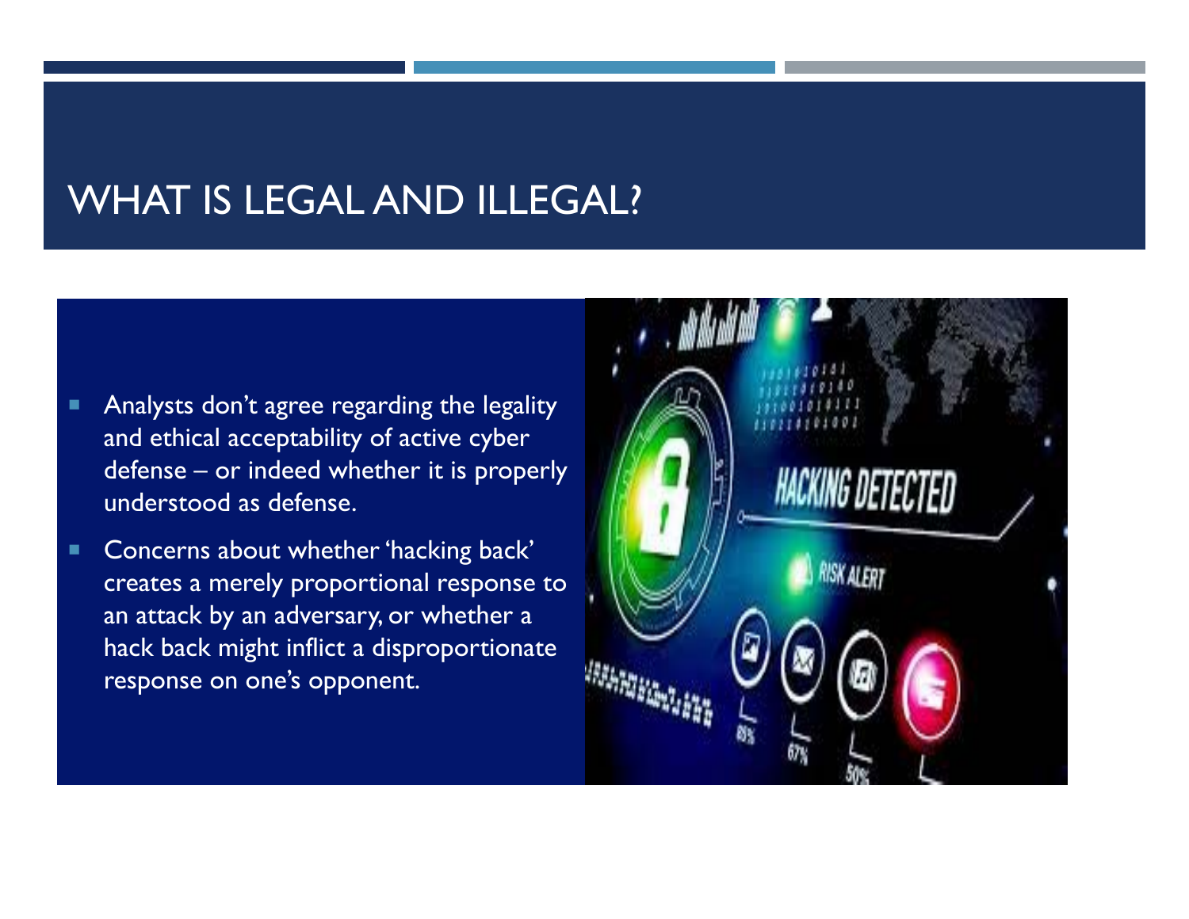# WHAT IS LEGAL AND ILLEGAL?

- Analysts don't agree regarding the legality and ethical acceptability of active cyber defense – or indeed whether it is properly understood as defense.
- Concerns about whether 'hacking back' creates a merely proportional response to an attack by an adversary, or whether a hack back might inflict a disproportionate response on one's opponent.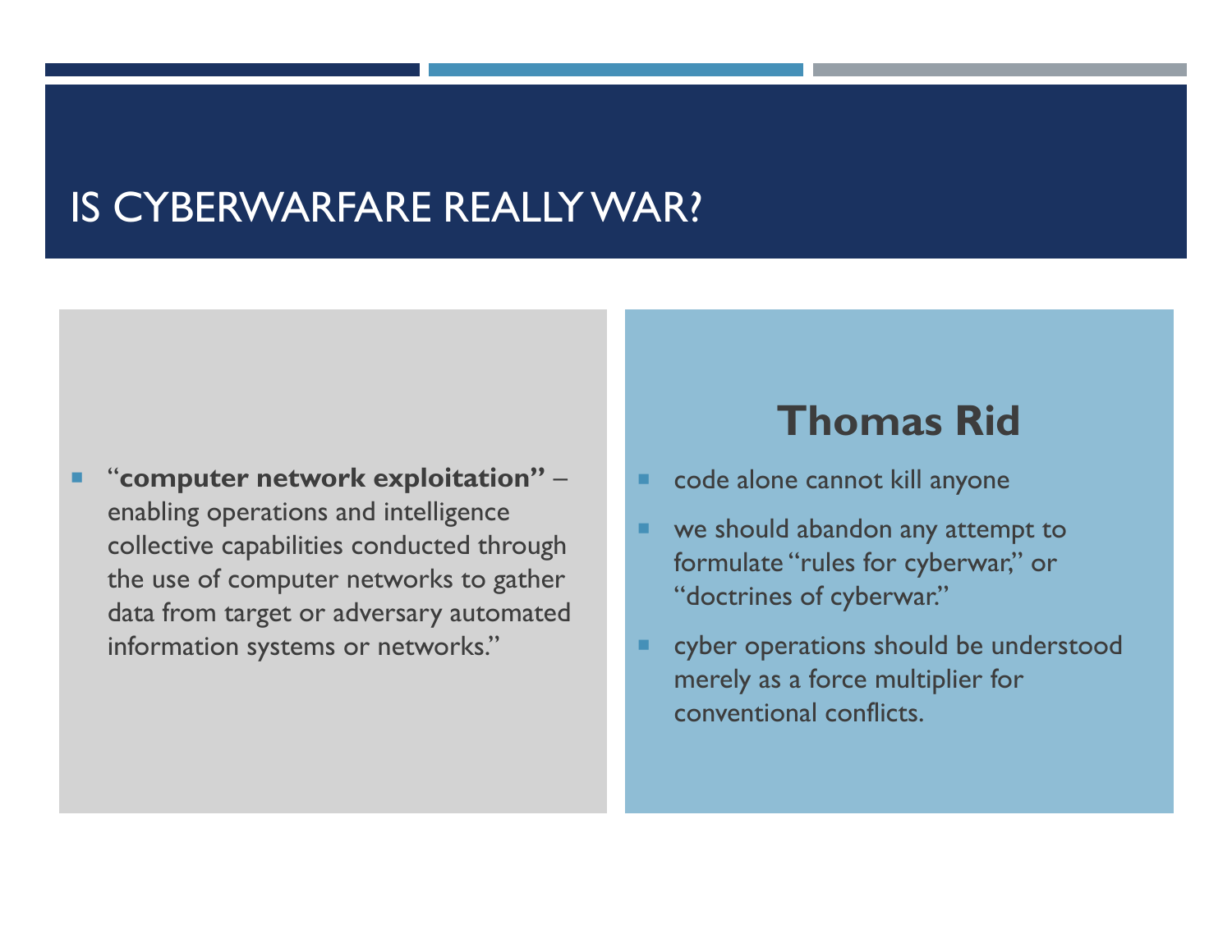# IS CYBERWARFARE REALLY WAR?

- "**computer network exploitation"** – enabling operations and intelligence collective capabilities conducted through the use of computer networks to gather data from target or adversary automated information systems or networks."

## Thomas Rid

- code alone cannot kill anyone
- we should abandon any attempt to formulate "rules for cyberwar," or "doctrines of cyberwar."
- cyber operations should be understood merely as a force multiplier for conventional conflicts.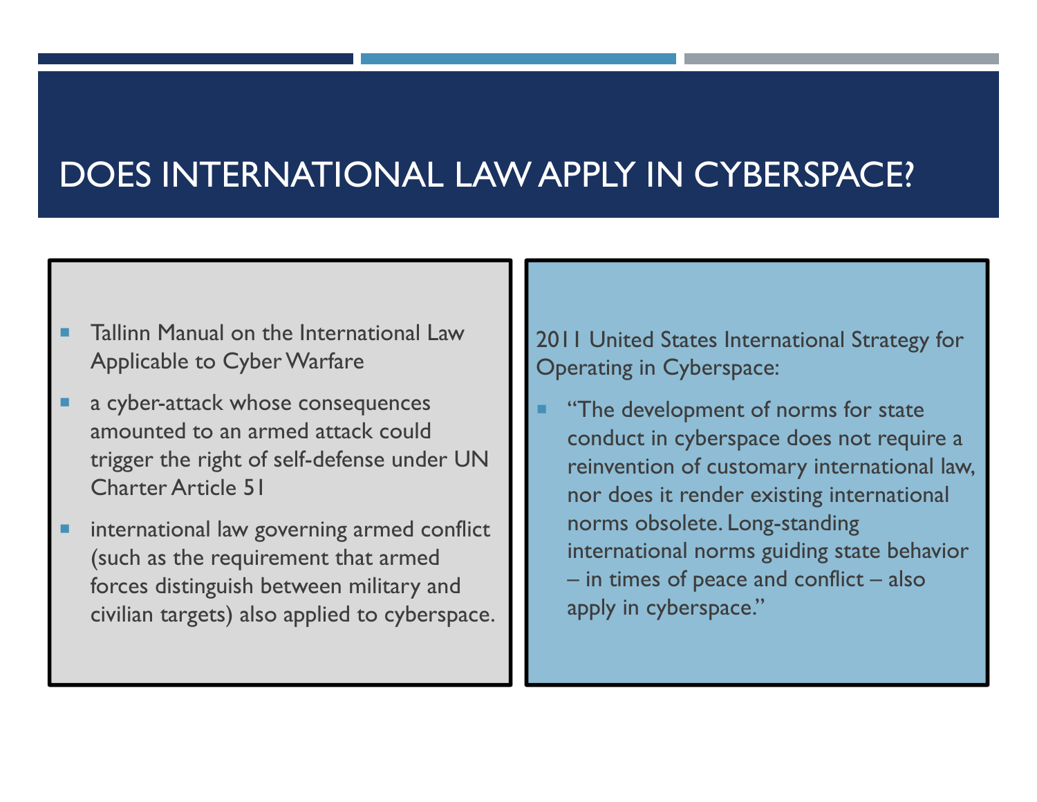# DOES INTERNATIONAL LAW APPLY IN CYBERSPACE?

- Tallinn Manual on the International Law Applicable to Cyber Warfare
- a cyber-attack whose consequences amounted to an armed attack could trigger the right of self-defense under UN Charter Article 51
- international law governing armed conflict (such as the requirement that armed forces distinguish between military and civilian targets) also applied to cyberspace.

2011 United States International Strategy for Operating in Cyberspace:

- "The development of norms for state conduct in cyberspace does not require a reinvention of customary international law, nor does it render existing international norms obsolete. Long-standing international norms guiding state behavior – in times of peace and conflict – also apply in cyberspace."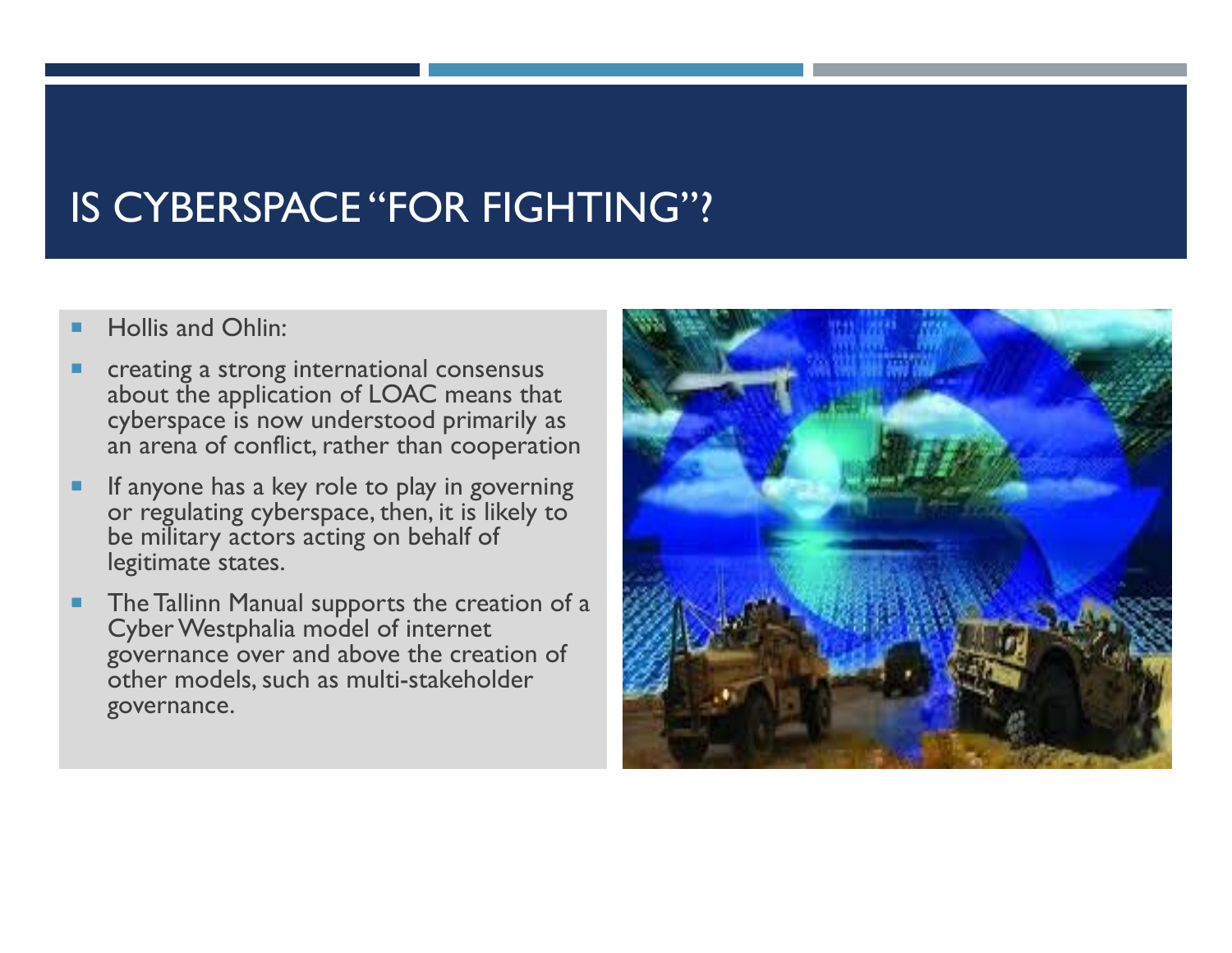# IS CYBERSPACE "FOR FIGHTING"?

- Hollis and Ohlin:
- creating a strong international consensus about the application of LOAC means that cyberspace is now understood primarily as an arena of conflict, rather than cooperation
- If anyone has a key role to play in governing or regulating cyberspace, then, it is likely to be military actors acting on behalf of legitimate states.
- The Tallinn Manual supports the creation of a Cyber Westphalia model of internet governance over and above the creation of other models, such as multi-stakeholder governance.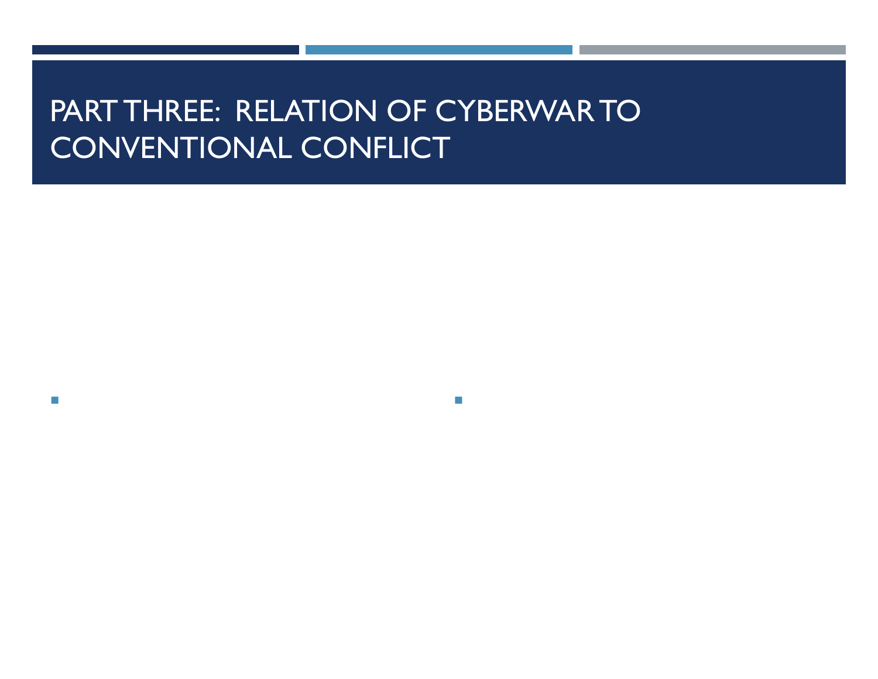# PART THREE: RELATION OF CYBERWAR TO CONVENTIONAL CONFLICT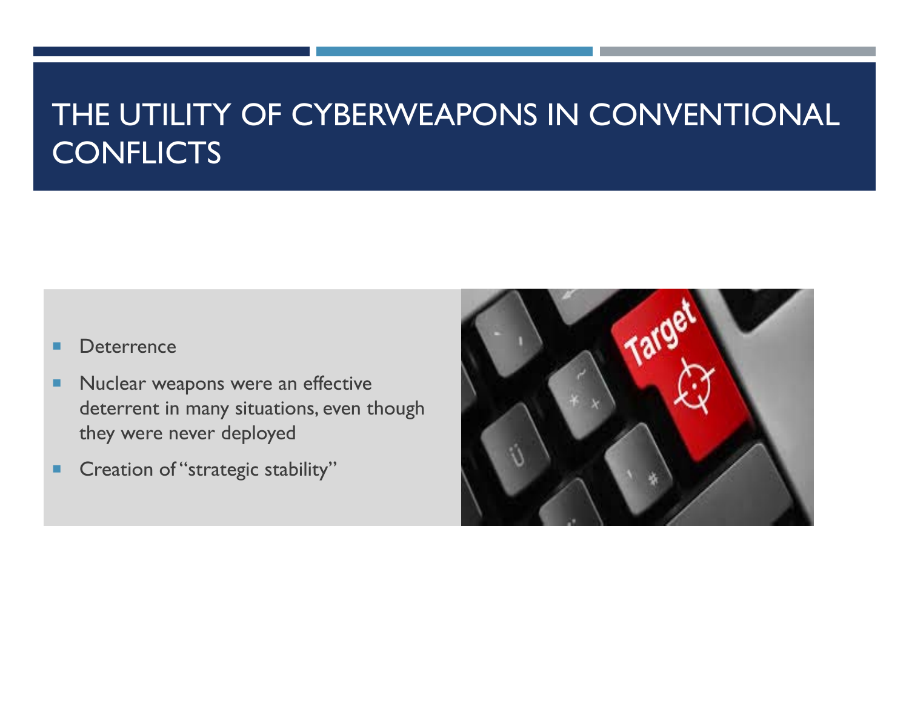# THE UTILITY OF CYBERWEAPONS IN CONVENTIONAL CONFLICTS

- Deterrence
- Nuclear weapons were an effective deterrent in many situations, even though they were never deployed
- Creation of "strategic stability"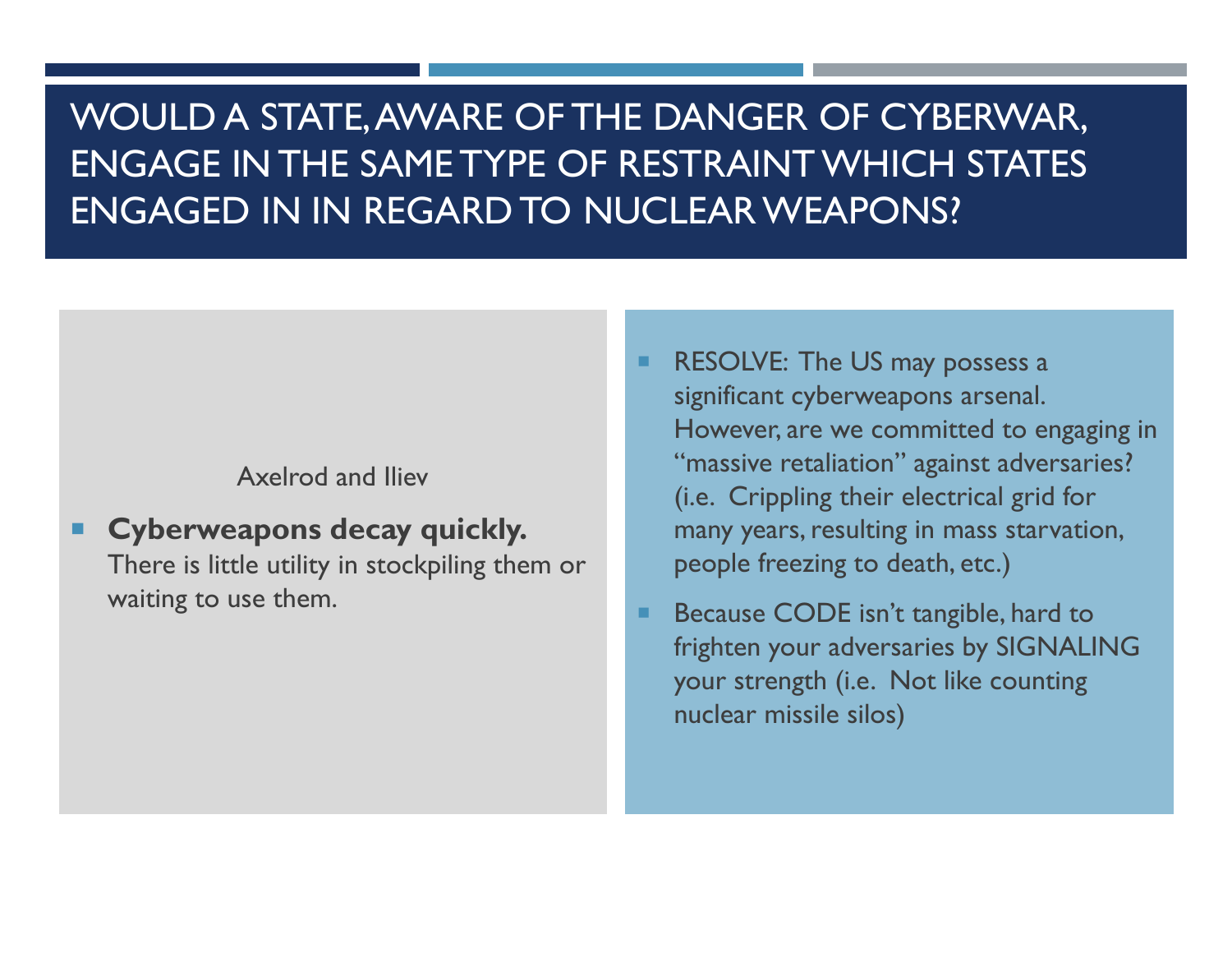# WOULD A STATE, AWARE OF THE DANGER OF CYBERWAR, ENGAGE IN THE SAME TYPE OF RESTRAINT WHICH STATES ENGAGED IN IN REGARD TO NUCLEAR WEAPONS?

Axelrod and Iliev

- **Cyberweapons decay quickly.** There is little utility in stockpiling them or waiting to use them.

- RESOLVE: The US may possess a significant cyberweapons arsenal. However, are we committed to engaging in "massive retaliation" against adversaries? (i.e. Crippling their electrical grid for many years, resulting in mass starvation, people freezing to death, etc.)
- Because CODE isn't tangible, hard to frighten your adversaries by SIGNALING your strength (i.e. Not like counting nuclear missile silos)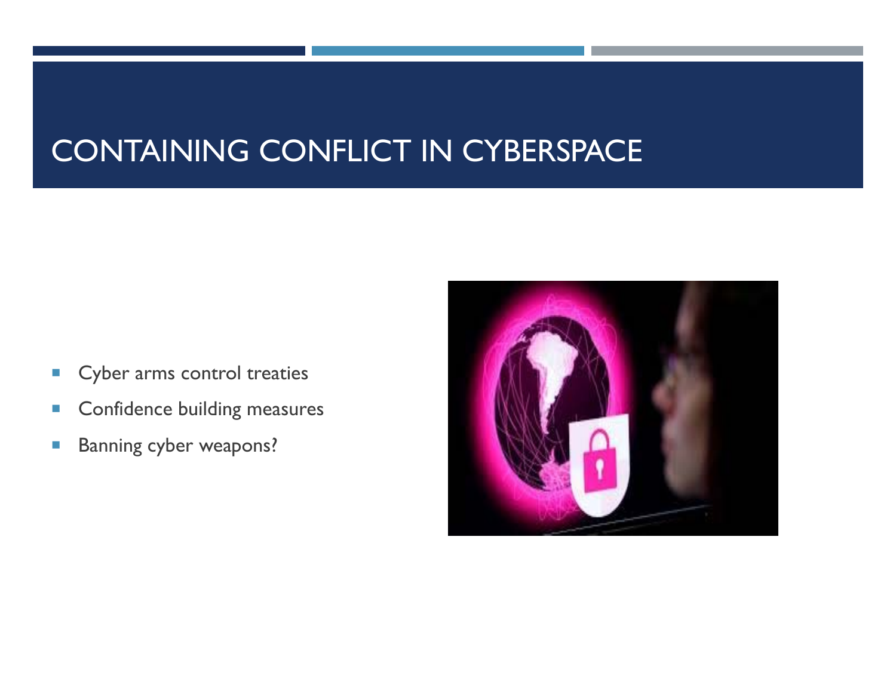# CONTAINING CONFLICT IN CYBERSPACE

- Cyber arms control treaties
- Confidence building measures
- Banning cyber weapons?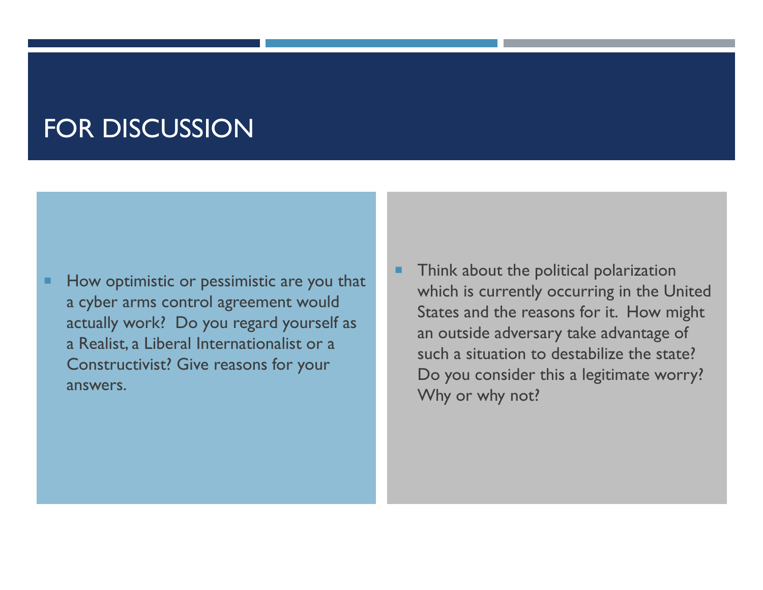# FOR DISCUSSION

- How optimistic or pessimistic are you that a cyber arms control agreement would actually work? Do you regard yourself as a Realist, a Liberal Internationalist or a Constructivist? Give reasons for your answers.

- Think about the political polarization which is currently occurring in the United States and the reasons for it. How might an outside adversary take advantage of such a situation to destabilize the state? Do you consider this a legitimate worry? Why or why not?